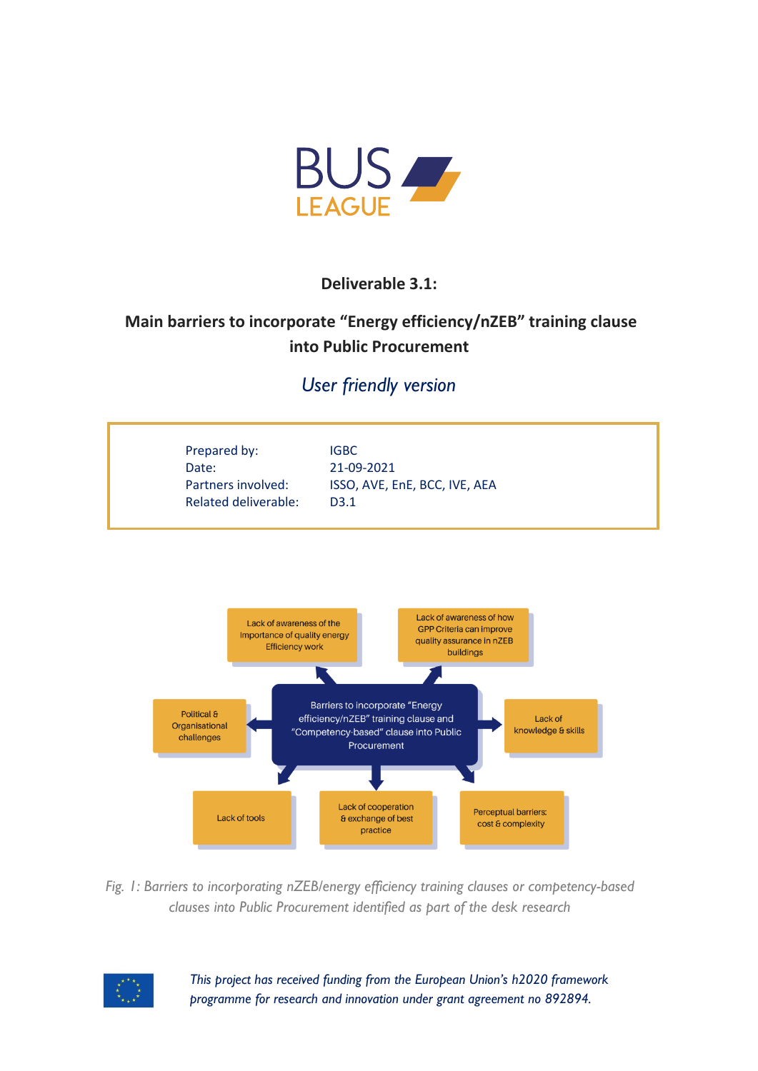BUS LEAGUE

# Deliverable 3.1:

## Main barriers to incorporate "Energy efficiency/nZEB" training clause into Public Procurement

*User friendly version*

| | |
|---|---|
| Prepared by: | IGBC |
| Date: | 21-09-2021 |
| Partners involved: | ISSO, AVE, EnE, BCC, IVE, AEA |
| Related deliverable: | D3.1 |

Barriers to incorporate "Energy efficiency/nZEB" training clause and "Competency-based" clause into Public Procurement:

- Lack of awareness of the importance of quality energy Efficiency work
- Lack of awareness of how GPP Criteria can improve quality assurance in nZEB buildings
- Political & Organisational challenges
- Lack of knowledge & skills
- Lack of tools
- Lack of cooperation & exchange of best practice
- Perceptual barriers: cost & complexity

*Fig. 1: Barriers to incorporating nZEB/energy efficiency training clauses or competency-based clauses into Public Procurement identified as part of the desk research*

*This project has received funding from the European Union's h2020 framework programme for research and innovation under grant agreement no 892894.*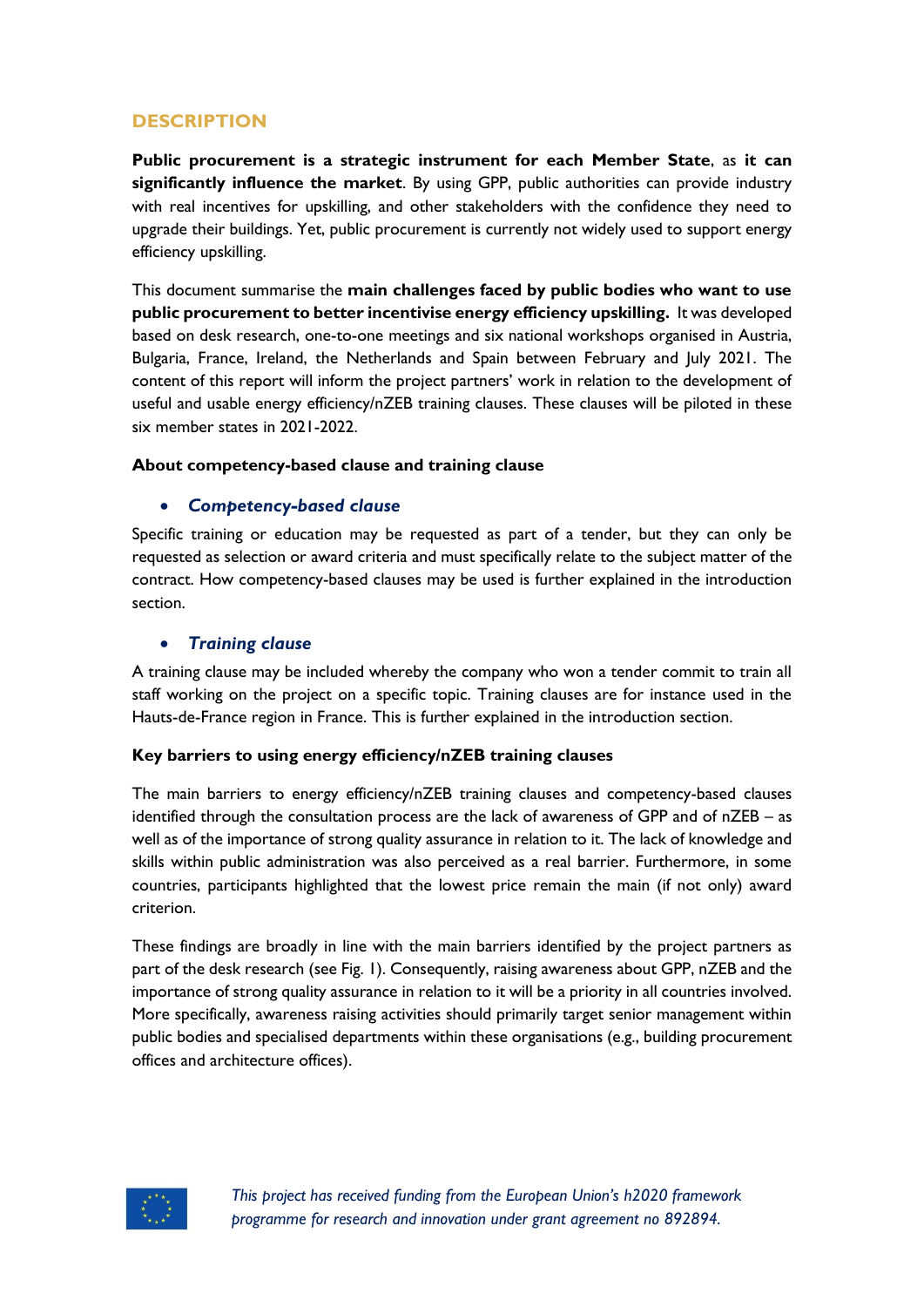## DESCRIPTION

**Public procurement is a strategic instrument for each Member State**, as **it can significantly influence the market**. By using GPP, public authorities can provide industry with real incentives for upskilling, and other stakeholders with the confidence they need to upgrade their buildings. Yet, public procurement is currently not widely used to support energy efficiency upskilling.

This document summarise the **main challenges faced by public bodies who want to use public procurement to better incentivise energy efficiency upskilling.** It was developed based on desk research, one-to-one meetings and six national workshops organised in Austria, Bulgaria, France, Ireland, the Netherlands and Spain between February and July 2021. The content of this report will inform the project partners' work in relation to the development of useful and usable energy efficiency/nZEB training clauses. These clauses will be piloted in these six member states in 2021-2022.

**About competency-based clause and training clause**

- ***Competency-based clause***

Specific training or education may be requested as part of a tender, but they can only be requested as selection or award criteria and must specifically relate to the subject matter of the contract. How competency-based clauses may be used is further explained in the introduction section.

- ***Training clause***

A training clause may be included whereby the company who won a tender commit to train all staff working on the project on a specific topic. Training clauses are for instance used in the Hauts-de-France region in France. This is further explained in the introduction section.

**Key barriers to using energy efficiency/nZEB training clauses**

The main barriers to energy efficiency/nZEB training clauses and competency-based clauses identified through the consultation process are the lack of awareness of GPP and of nZEB – as well as of the importance of strong quality assurance in relation to it. The lack of knowledge and skills within public administration was also perceived as a real barrier. Furthermore, in some countries, participants highlighted that the lowest price remain the main (if not only) award criterion.

These findings are broadly in line with the main barriers identified by the project partners as part of the desk research (see Fig. 1). Consequently, raising awareness about GPP, nZEB and the importance of strong quality assurance in relation to it will be a priority in all countries involved. More specifically, awareness raising activities should primarily target senior management within public bodies and specialised departments within these organisations (e.g., building procurement offices and architecture offices).

*This project has received funding from the European Union's h2020 framework programme for research and innovation under grant agreement no 892894.*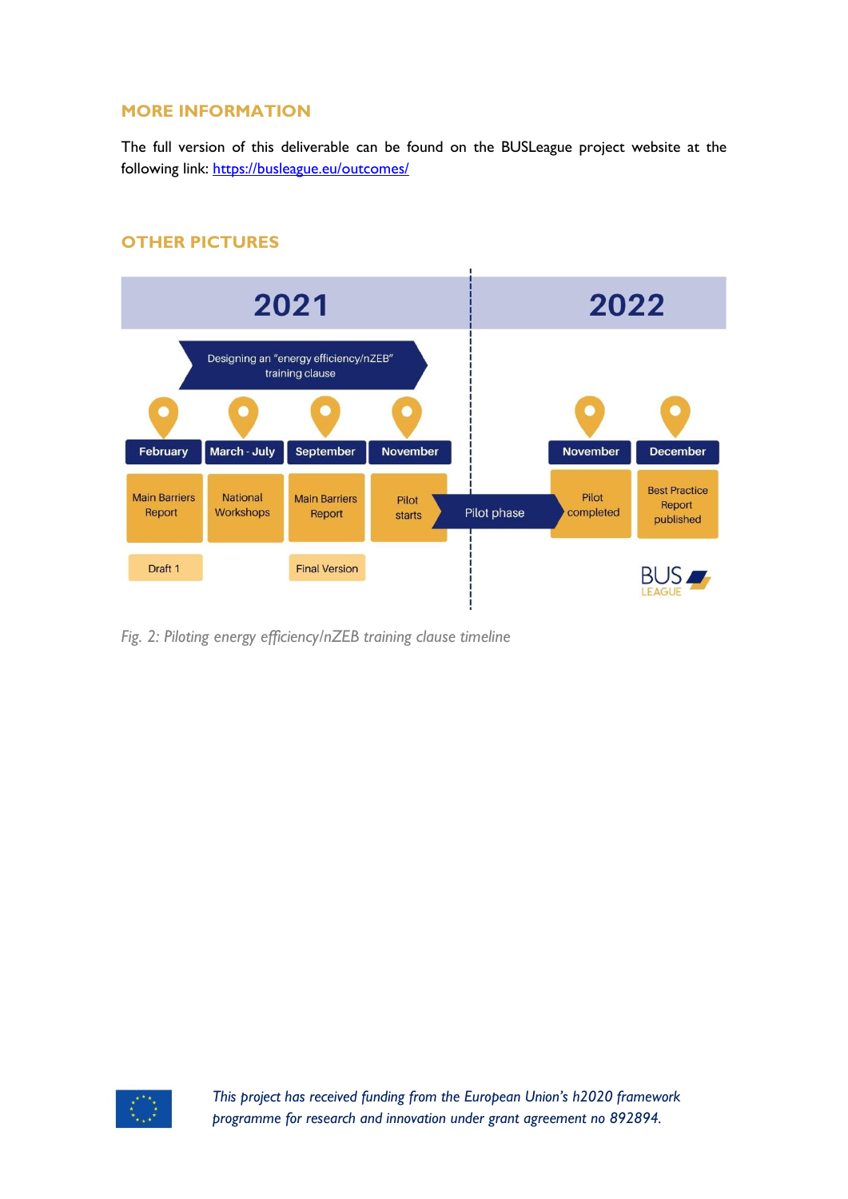## MORE INFORMATION

The full version of this deliverable can be found on the BUSLeague project website at the following link: [https://busleague.eu/outcomes/](https://busleague.eu/outcomes/)

## OTHER PICTURES

2021

2022

Designing an "energy efficiency/nZEB" training clause

February

Main Barriers Report

Draft 1

March - July

National Workshops

September

Main Barriers Report

Final Version

November

Pilot starts

Pilot phase

November

Pilot completed

December

Best Practice Report published

BUS LEAGUE

*Fig. 2: Piloting energy efficiency/nZEB training clause timeline*

*This project has received funding from the European Union's h2020 framework programme for research and innovation under grant agreement no 892894.*